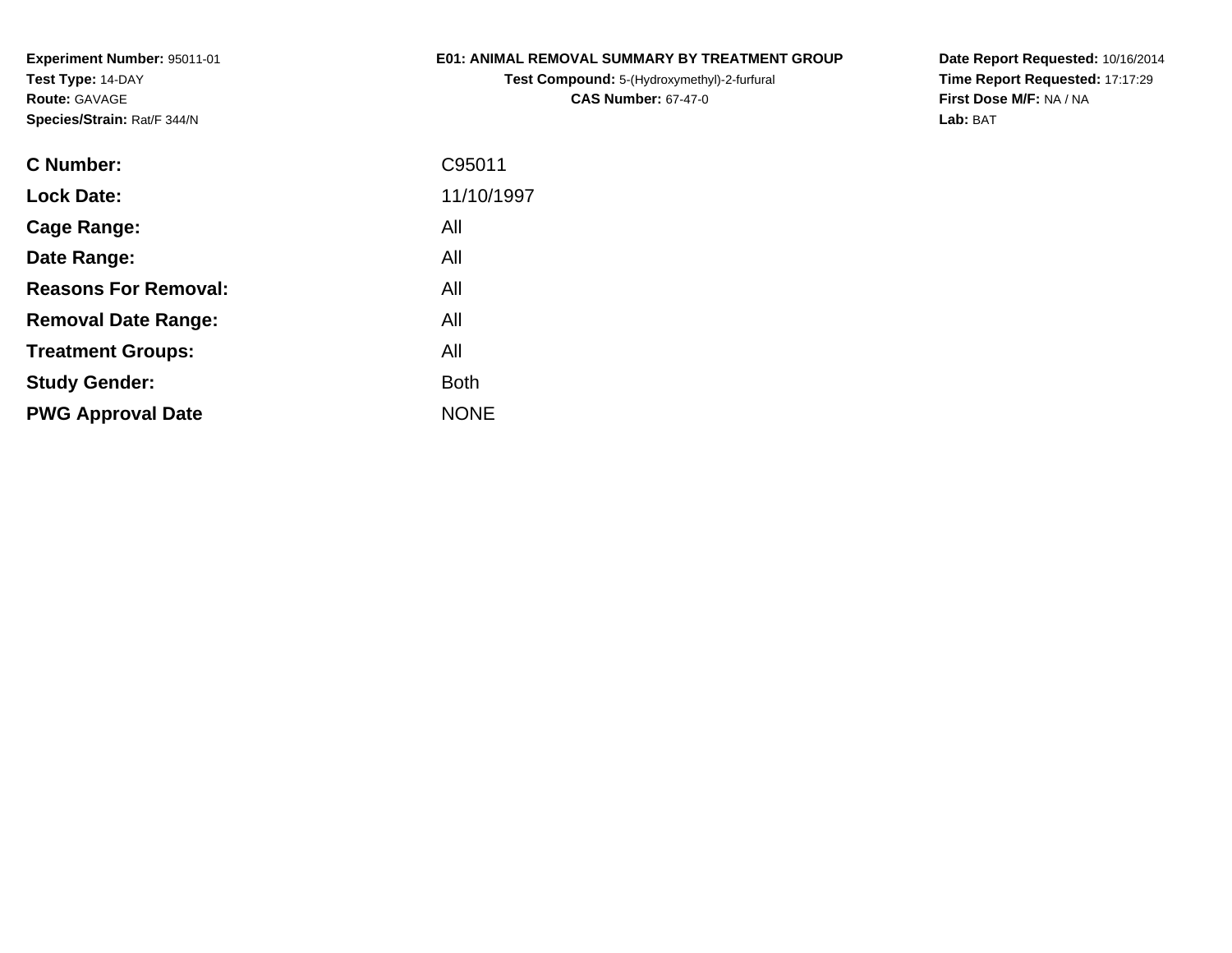**Experiment Number:** 95011-01
**Test Type:** 14-DAY
**Route:** GAVAGE
**Species/Strain:** Rat/F 344/N

**E01: ANIMAL REMOVAL SUMMARY BY TREATMENT GROUP**
**Test Compound:** 5-(Hydroxymethyl)-2-furfural
**CAS Number:** 67-47-0

**Date Report Requested:** 10/16/2014
**Time Report Requested:** 17:17:29
**First Dose M/F:** NA / NA
**Lab:** BAT

| | |
|---|---|
| **C Number:** | C95011 |
| **Lock Date:** | 11/10/1997 |
| **Cage Range:** | All |
| **Date Range:** | All |
| **Reasons For Removal:** | All |
| **Removal Date Range:** | All |
| **Treatment Groups:** | All |
| **Study Gender:** | Both |
| **PWG Approval Date** | NONE |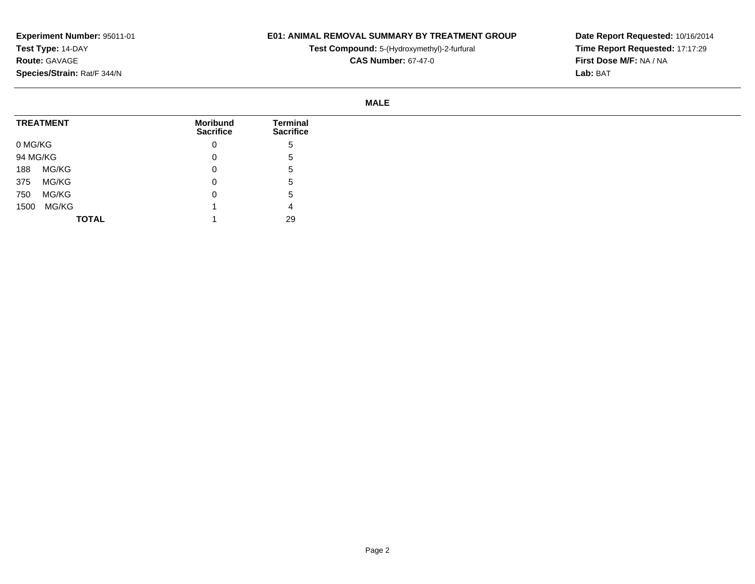**Experiment Number:** 95011-01
**Test Type:** 14-DAY
**Route:** GAVAGE
**Species/Strain:** Rat/F 344/N

**E01: ANIMAL REMOVAL SUMMARY BY TREATMENT GROUP**
**Test Compound:** 5-(Hydroxymethyl)-2-furfural
**CAS Number:** 67-47-0

**Date Report Requested:** 10/16/2014
**Time Report Requested:** 17:17:29
**First Dose M/F:** NA / NA
**Lab:** BAT

**MALE**

| TREATMENT | Moribund Sacrifice | Terminal Sacrifice |
|---|---|---|
| 0 MG/KG | 0 | 5 |
| 94 MG/KG | 0 | 5 |
| 188 MG/KG | 0 | 5 |
| 375 MG/KG | 0 | 5 |
| 750 MG/KG | 0 | 5 |
| 1500 MG/KG | 1 | 4 |
| **TOTAL** | 1 | 29 |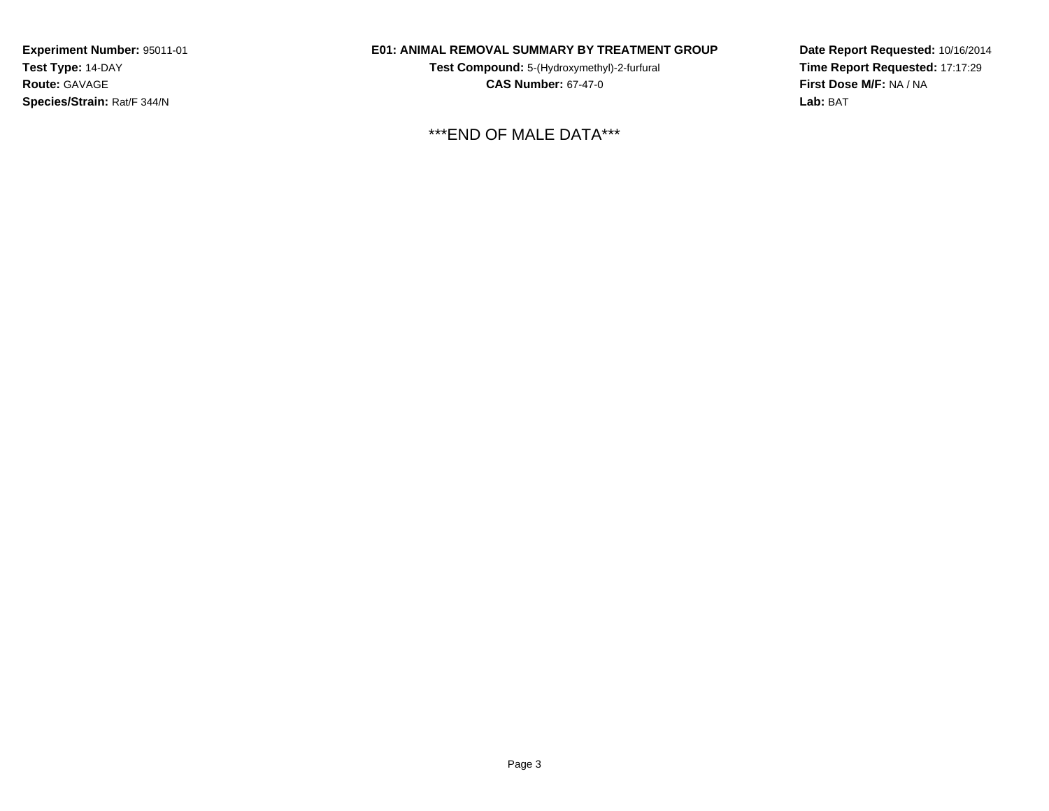**Experiment Number:** 95011-01
**Test Type:** 14-DAY
**Route:** GAVAGE
**Species/Strain:** Rat/F 344/N

**E01: ANIMAL REMOVAL SUMMARY BY TREATMENT GROUP**
**Test Compound:** 5-(Hydroxymethyl)-2-furfural
**CAS Number:** 67-47-0

**Date Report Requested:** 10/16/2014
**Time Report Requested:** 17:17:29
**First Dose M/F:** NA / NA
**Lab:** BAT

***END OF MALE DATA***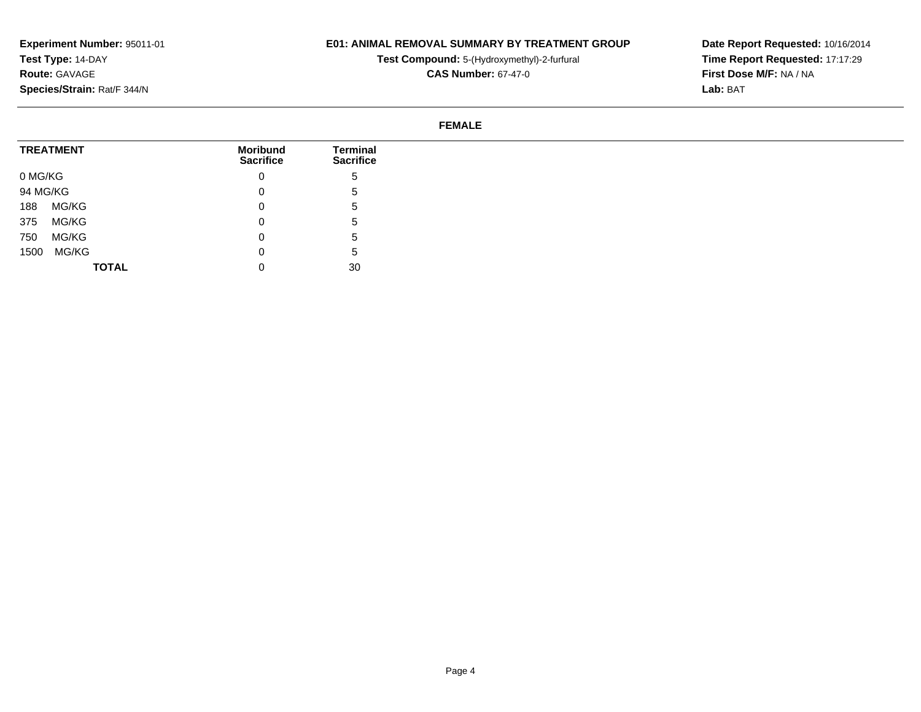**Experiment Number:** 95011-01
**Test Type:** 14-DAY
**Route:** GAVAGE
**Species/Strain:** Rat/F 344/N

**E01: ANIMAL REMOVAL SUMMARY BY TREATMENT GROUP**
**Test Compound:** 5-(Hydroxymethyl)-2-furfural
**CAS Number:** 67-47-0

**Date Report Requested:** 10/16/2014
**Time Report Requested:** 17:17:29
**First Dose M/F:** NA / NA
**Lab:** BAT

**FEMALE**

| TREATMENT | Moribund Sacrifice | Terminal Sacrifice |
|---|---|---|
| 0 MG/KG | 0 | 5 |
| 94 MG/KG | 0 | 5 |
| 188 MG/KG | 0 | 5 |
| 375 MG/KG | 0 | 5 |
| 750 MG/KG | 0 | 5 |
| 1500 MG/KG | 0 | 5 |
| **TOTAL** | 0 | 30 |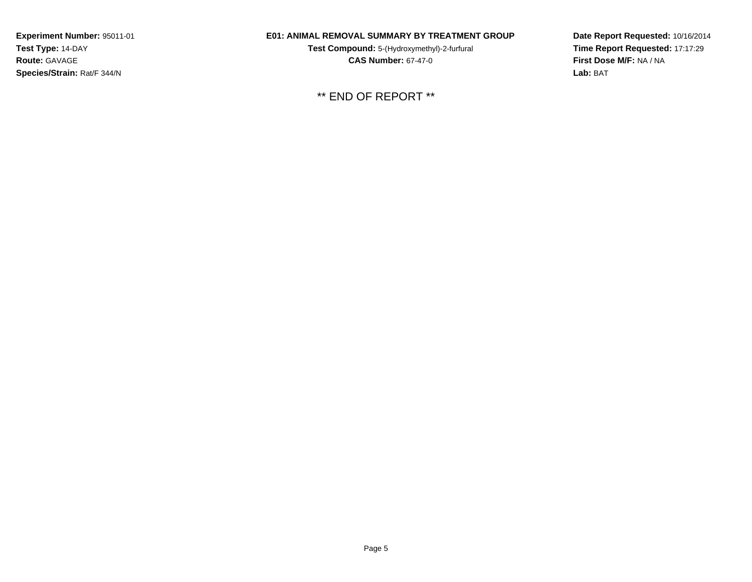**Experiment Number:** 95011-01
**Test Type:** 14-DAY
**Route:** GAVAGE
**Species/Strain:** Rat/F 344/N

**E01: ANIMAL REMOVAL SUMMARY BY TREATMENT GROUP**
**Test Compound:** 5-(Hydroxymethyl)-2-furfural
**CAS Number:** 67-47-0

**Date Report Requested:** 10/16/2014
**Time Report Requested:** 17:17:29
**First Dose M/F:** NA / NA
**Lab:** BAT

** END OF REPORT **